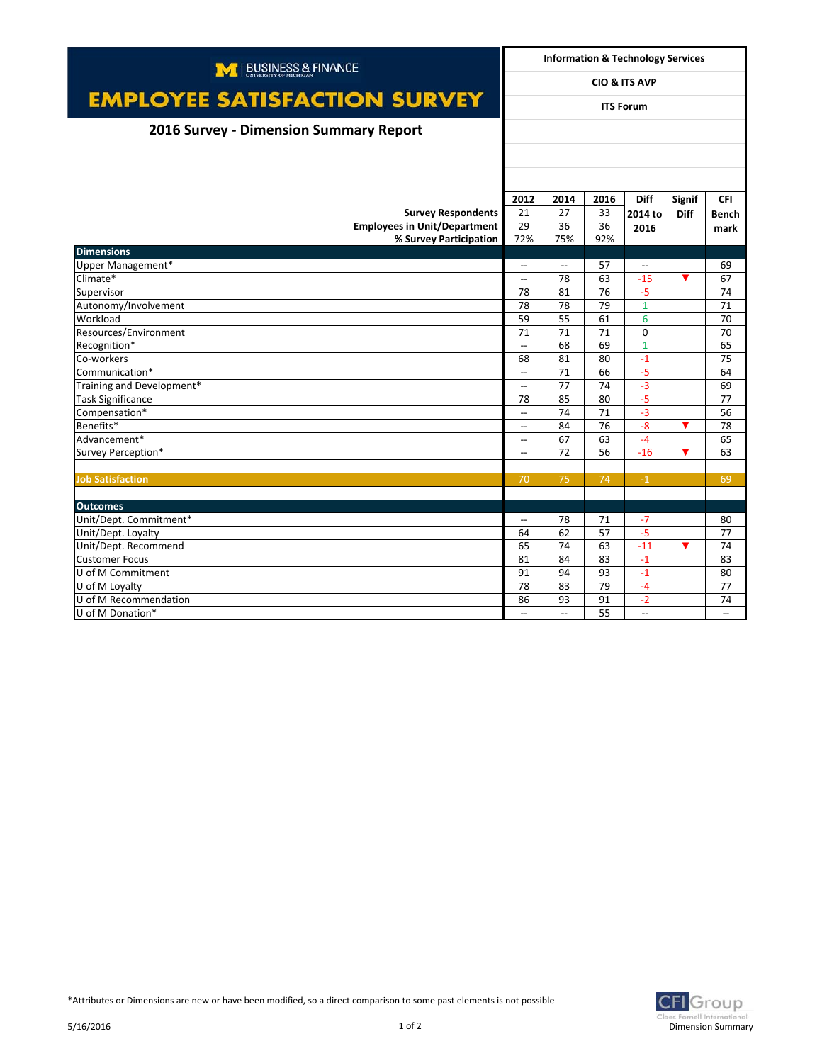BUSINESS & FINANCE
UNIVERSITY OF MICHIGAN

# EMPLOYEE SATISFACTION SURVEY

## 2016 Survey - Dimension Summary Report

**Information & Technology Services**

**CIO & ITS AVP**

**ITS Forum**

| | 2012 | 2014 | 2016 | Diff 2014 to 2016 | Signif Diff | CFI Bench mark |
|---|---|---|---|---|---|---|
| **Survey Respondents** | 21 | 27 | 33 | | | |
| **Employees in Unit/Department** | 29 | 36 | 36 | | | |
| **% Survey Participation** | 72% | 75% | 92% | | | |
| **Dimensions** | | | | | | |
| Upper Management* | -- | -- | 57 | -- | | 69 |
| Climate* | -- | 78 | 63 | -15 | ▼ | 67 |
| Supervisor | 78 | 81 | 76 | -5 | | 74 |
| Autonomy/Involvement | 78 | 78 | 79 | 1 | | 71 |
| Workload | 59 | 55 | 61 | 6 | | 70 |
| Resources/Environment | 71 | 71 | 71 | 0 | | 70 |
| Recognition* | -- | 68 | 69 | 1 | | 65 |
| Co-workers | 68 | 81 | 80 | -1 | | 75 |
| Communication* | -- | 71 | 66 | -5 | | 64 |
| Training and Development* | -- | 77 | 74 | -3 | | 69 |
| Task Significance | 78 | 85 | 80 | -5 | | 77 |
| Compensation* | -- | 74 | 71 | -3 | | 56 |
| Benefits* | -- | 84 | 76 | -8 | ▼ | 78 |
| Advancement* | -- | 67 | 63 | -4 | | 65 |
| Survey Perception* | -- | 72 | 56 | -16 | ▼ | 63 |
| | | | | | | |
| **Job Satisfaction** | 70 | 75 | 74 | -1 | | 69 |
| | | | | | | |
| **Outcomes** | | | | | | |
| Unit/Dept. Commitment* | -- | 78 | 71 | -7 | | 80 |
| Unit/Dept. Loyalty | 64 | 62 | 57 | -5 | | 77 |
| Unit/Dept. Recommend | 65 | 74 | 63 | -11 | ▼ | 74 |
| Customer Focus | 81 | 84 | 83 | -1 | | 83 |
| U of M Commitment | 91 | 94 | 93 | -1 | | 80 |
| U of M Loyalty | 78 | 83 | 79 | -4 | | 77 |
| U of M Recommendation | 86 | 93 | 91 | -2 | | 74 |
| U of M Donation* | -- | -- | 55 | -- | | -- |

*Attributes or Dimensions are new or have been modified, so a direct comparison to some past elements is not possible

5/16/2016

CFI Group
Claes Fornell International
Dimension Summary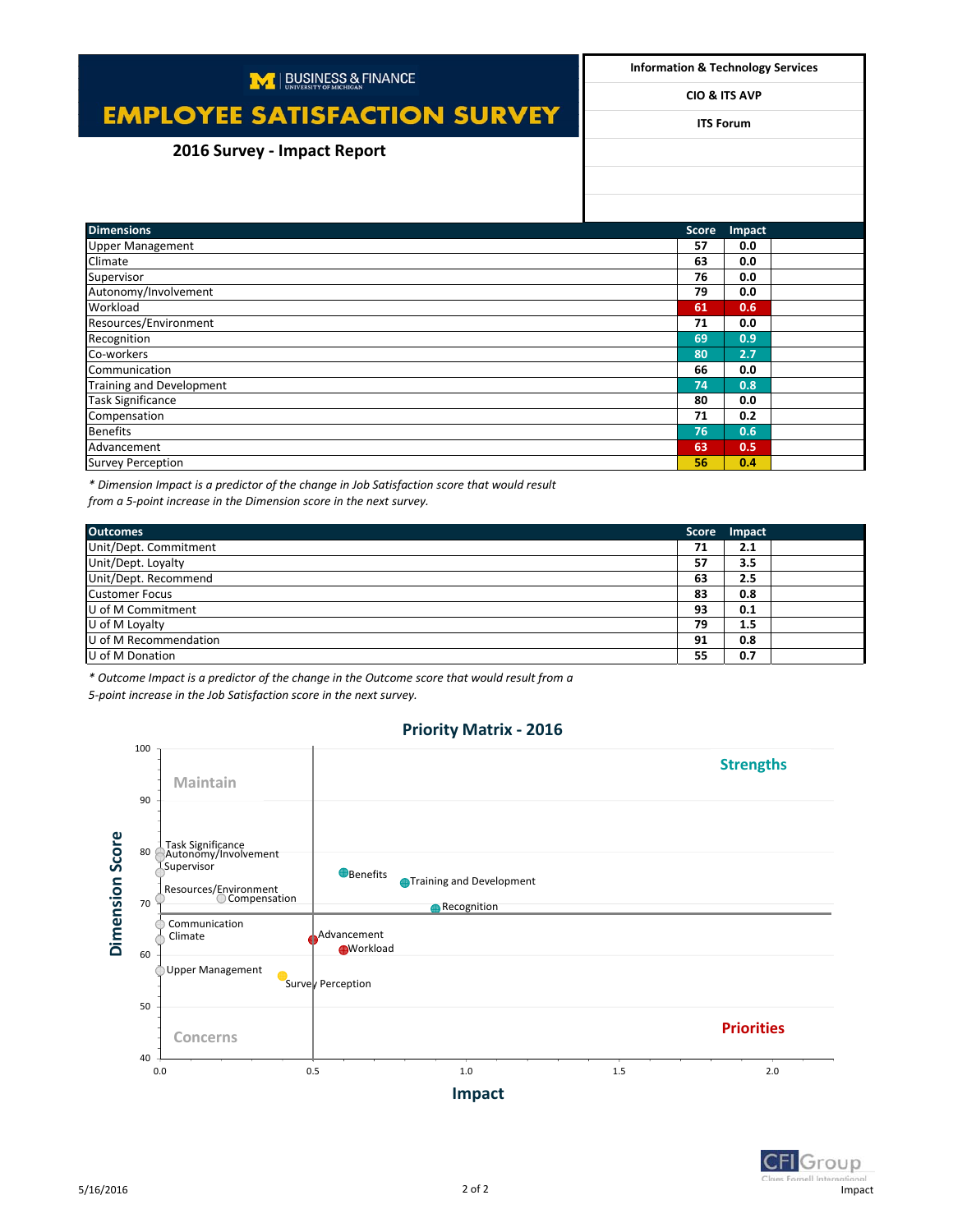BUSINESS & FINANCE
UNIVERSITY OF MICHIGAN

# EMPLOYEE SATISFACTION SURVEY

**2016 Survey - Impact Report**

**Information & Technology Services**

**CIO & ITS AVP**

**ITS Forum**

| Dimensions | Score | Impact |
|---|---|---|
| Upper Management | 57 | 0.0 |
| Climate | 63 | 0.0 |
| Supervisor | 76 | 0.0 |
| Autonomy/Involvement | 79 | 0.0 |
| Workload | 61 | 0.6 |
| Resources/Environment | 71 | 0.0 |
| Recognition | 69 | 0.9 |
| Co-workers | 80 | 2.7 |
| Communication | 66 | 0.0 |
| Training and Development | 74 | 0.8 |
| Task Significance | 80 | 0.0 |
| Compensation | 71 | 0.2 |
| Benefits | 76 | 0.6 |
| Advancement | 63 | 0.5 |
| Survey Perception | 56 | 0.4 |

*\* Dimension Impact is a predictor of the change in Job Satisfaction score that would result from a 5-point increase in the Dimension score in the next survey.*

| Outcomes | Score | Impact |
|---|---|---|
| Unit/Dept. Commitment | 71 | 2.1 |
| Unit/Dept. Loyalty | 57 | 3.5 |
| Unit/Dept. Recommend | 63 | 2.5 |
| Customer Focus | 83 | 0.8 |
| U of M Commitment | 93 | 0.1 |
| U of M Loyalty | 79 | 1.5 |
| U of M Recommendation | 91 | 0.8 |
| U of M Donation | 55 | 0.7 |

*\* Outcome Impact is a predictor of the change in the Outcome score that would result from a 5-point increase in the Job Satisfaction score in the next survey.*

## Priority Matrix - 2016

Dimension Score

100
90
80
70
60
50
40

Impact

0.0
0.5
1.0
1.5
2.0

Maintain

Strengths

Concerns

Priorities

Task Significance
Autonomy/Involvement
Supervisor
Resources/Environment
Compensation
Communication
Climate
Upper Management
Survey Perception
Advancement
Workload
Benefits
Training and Development
Recognition

CFI Group
Claes Fornell International

5/16/2016

Impact